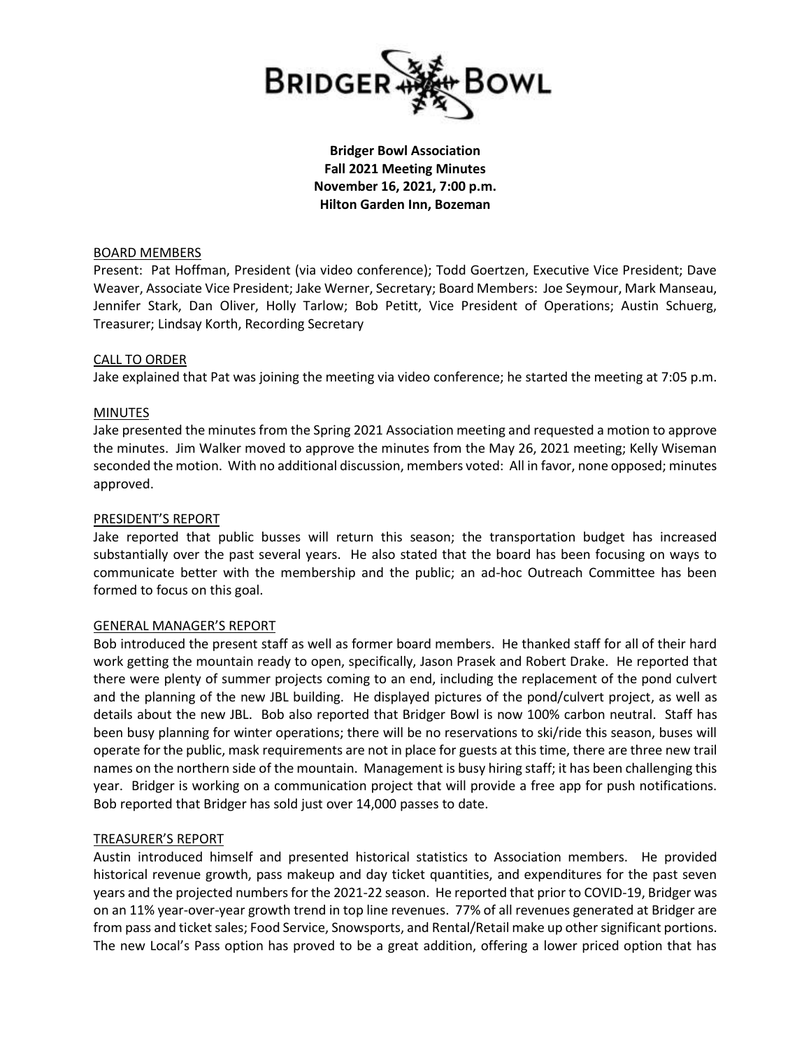**Bridger Bowl Association**
**Fall 2021 Meeting Minutes**
**November 16, 2021, 7:00 p.m.**
**Hilton Garden Inn, Bozeman**

## BOARD MEMBERS

Present: Pat Hoffman, President (via video conference); Todd Goertzen, Executive Vice President; Dave Weaver, Associate Vice President; Jake Werner, Secretary; Board Members: Joe Seymour, Mark Manseau, Jennifer Stark, Dan Oliver, Holly Tarlow; Bob Petitt, Vice President of Operations; Austin Schuerg, Treasurer; Lindsay Korth, Recording Secretary

## CALL TO ORDER

Jake explained that Pat was joining the meeting via video conference; he started the meeting at 7:05 p.m.

## MINUTES

Jake presented the minutes from the Spring 2021 Association meeting and requested a motion to approve the minutes. Jim Walker moved to approve the minutes from the May 26, 2021 meeting; Kelly Wiseman seconded the motion. With no additional discussion, members voted: All in favor, none opposed; minutes approved.

## PRESIDENT'S REPORT

Jake reported that public busses will return this season; the transportation budget has increased substantially over the past several years. He also stated that the board has been focusing on ways to communicate better with the membership and the public; an ad-hoc Outreach Committee has been formed to focus on this goal.

## GENERAL MANAGER'S REPORT

Bob introduced the present staff as well as former board members. He thanked staff for all of their hard work getting the mountain ready to open, specifically, Jason Prasek and Robert Drake. He reported that there were plenty of summer projects coming to an end, including the replacement of the pond culvert and the planning of the new JBL building. He displayed pictures of the pond/culvert project, as well as details about the new JBL. Bob also reported that Bridger Bowl is now 100% carbon neutral. Staff has been busy planning for winter operations; there will be no reservations to ski/ride this season, buses will operate for the public, mask requirements are not in place for guests at this time, there are three new trail names on the northern side of the mountain. Management is busy hiring staff; it has been challenging this year. Bridger is working on a communication project that will provide a free app for push notifications. Bob reported that Bridger has sold just over 14,000 passes to date.

## TREASURER'S REPORT

Austin introduced himself and presented historical statistics to Association members. He provided historical revenue growth, pass makeup and day ticket quantities, and expenditures for the past seven years and the projected numbers for the 2021-22 season. He reported that prior to COVID-19, Bridger was on an 11% year-over-year growth trend in top line revenues. 77% of all revenues generated at Bridger are from pass and ticket sales; Food Service, Snowsports, and Rental/Retail make up other significant portions. The new Local's Pass option has proved to be a great addition, offering a lower priced option that has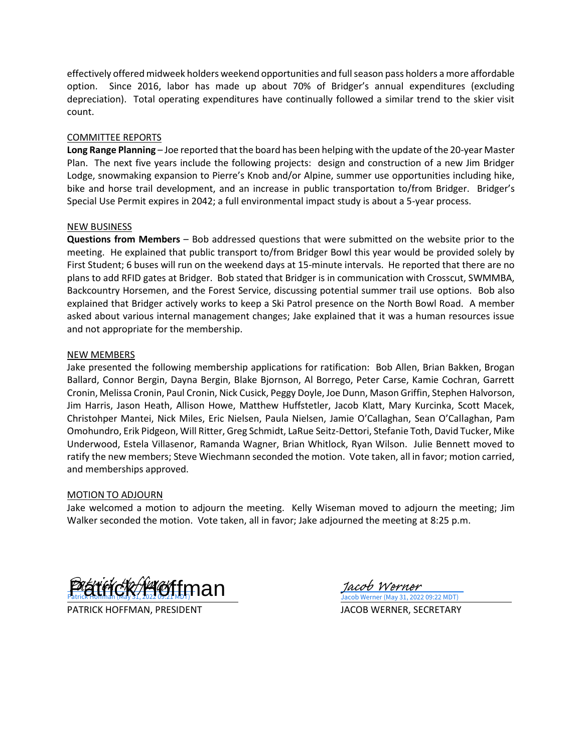effectively offered midweek holders weekend opportunities and full season pass holders a more affordable option. Since 2016, labor has made up about 70% of Bridger's annual expenditures (excluding depreciation). Total operating expenditures have continually followed a similar trend to the skier visit count.

## COMMITTEE REPORTS

**Long Range Planning** – Joe reported that the board has been helping with the update of the 20-year Master Plan. The next five years include the following projects: design and construction of a new Jim Bridger Lodge, snowmaking expansion to Pierre's Knob and/or Alpine, summer use opportunities including hike, bike and horse trail development, and an increase in public transportation to/from Bridger. Bridger's Special Use Permit expires in 2042; a full environmental impact study is about a 5-year process.

## NEW BUSINESS

**Questions from Members** – Bob addressed questions that were submitted on the website prior to the meeting. He explained that public transport to/from Bridger Bowl this year would be provided solely by First Student; 6 buses will run on the weekend days at 15-minute intervals. He reported that there are no plans to add RFID gates at Bridger. Bob stated that Bridger is in communication with Crosscut, SWMMBA, Backcountry Horsemen, and the Forest Service, discussing potential summer trail use options. Bob also explained that Bridger actively works to keep a Ski Patrol presence on the North Bowl Road. A member asked about various internal management changes; Jake explained that it was a human resources issue and not appropriate for the membership.

## NEW MEMBERS

Jake presented the following membership applications for ratification: Bob Allen, Brian Bakken, Brogan Ballard, Connor Bergin, Dayna Bergin, Blake Bjornson, Al Borrego, Peter Carse, Kamie Cochran, Garrett Cronin, Melissa Cronin, Paul Cronin, Nick Cusick, Peggy Doyle, Joe Dunn, Mason Griffin, Stephen Halvorson, Jim Harris, Jason Heath, Allison Howe, Matthew Huffstetler, Jacob Klatt, Mary Kurcinka, Scott Macek, Christohper Mantei, Nick Miles, Eric Nielsen, Paula Nielsen, Jamie O'Callaghan, Sean O'Callaghan, Pam Omohundro, Erik Pidgeon, Will Ritter, Greg Schmidt, LaRue Seitz-Dettori, Stefanie Toth, David Tucker, Mike Underwood, Estela Villasenor, Ramanda Wagner, Brian Whitlock, Ryan Wilson. Julie Bennett moved to ratify the new members; Steve Wiechmann seconded the motion. Vote taken, all in favor; motion carried, and memberships approved.

## MOTION TO ADJOURN

Jake welcomed a motion to adjourn the meeting. Kelly Wiseman moved to adjourn the meeting; Jim Walker seconded the motion. Vote taken, all in favor; Jake adjourned the meeting at 8:25 p.m.

Patrick Hoffman
Patrick Hoffman (May 31, 2022 09:21 MDT)
PATRICK HOFFMAN, PRESIDENT

Jacob Werner
Jacob Werner (May 31, 2022 09:22 MDT)
JACOB WERNER, SECRETARY